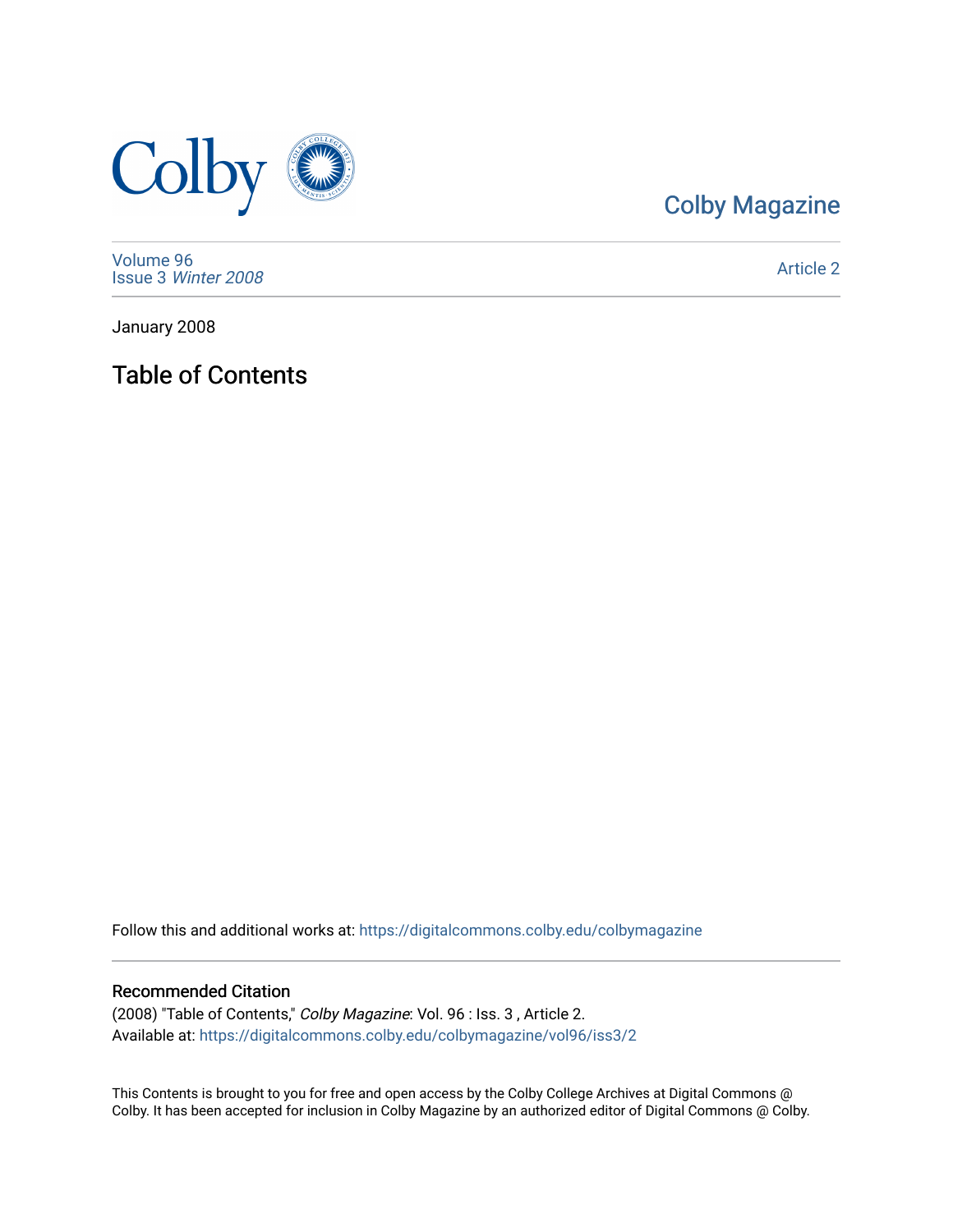Colby Magazine

Volume 96
Issue 3 *Winter 2008*

Article 2

January 2008

# Table of Contents

Follow this and additional works at: https://digitalcommons.colby.edu/colbymagazine

## Recommended Citation

(2008) "Table of Contents," *Colby Magazine*: Vol. 96 : Iss. 3 , Article 2.
Available at: https://digitalcommons.colby.edu/colbymagazine/vol96/iss3/2

This Contents is brought to you for free and open access by the Colby College Archives at Digital Commons @ Colby. It has been accepted for inclusion in Colby Magazine by an authorized editor of Digital Commons @ Colby.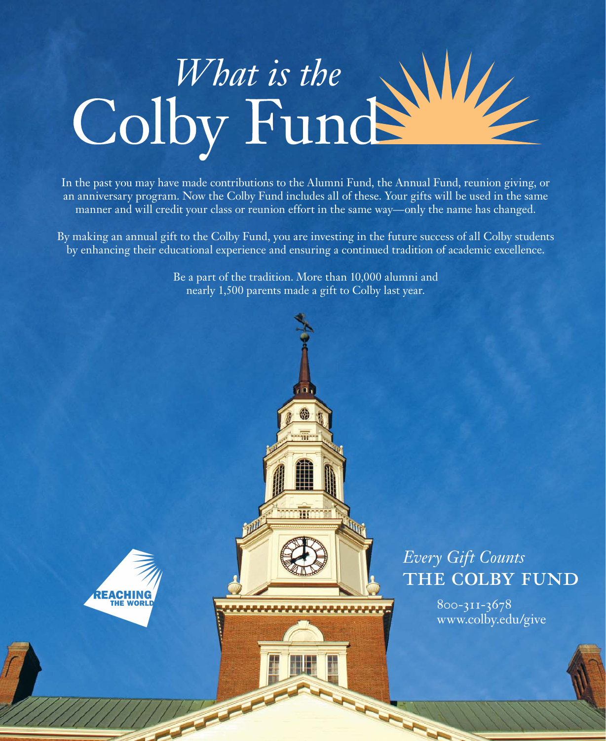# *What is the* Colby Fund

In the past you may have made contributions to the Alumni Fund, the Annual Fund, reunion giving, or an anniversary program. Now the Colby Fund includes all of these. Your gifts will be used in the same manner and will credit your class or reunion effort in the same way—only the name has changed.

By making an annual gift to the Colby Fund, you are investing in the future success of all Colby students by enhancing their educational experience and ensuring a continued tradition of academic excellence.

Be a part of the tradition. More than 10,000 alumni and nearly 1,500 parents made a gift to Colby last year.

REACHING THE WORLD

*Every Gift Counts*

THE COLBY FUND

800-311-3678
www.colby.edu/give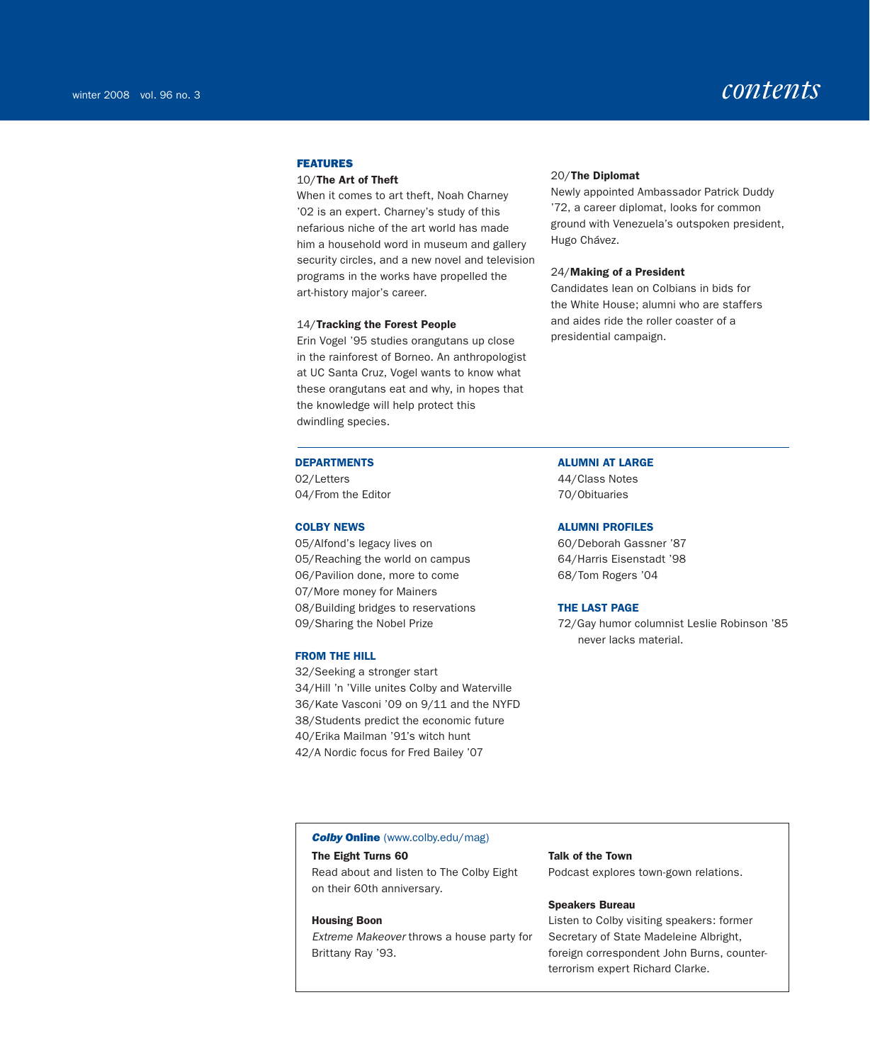winter 2008 vol. 96 no. 3

# contents

## FEATURES

10/**The Art of Theft**
When it comes to art theft, Noah Charney '02 is an expert. Charney's study of this nefarious niche of the art world has made him a household word in museum and gallery security circles, and a new novel and television programs in the works have propelled the art-history major's career.

14/**Tracking the Forest People**
Erin Vogel '95 studies orangutans up close in the rainforest of Borneo. An anthropologist at UC Santa Cruz, Vogel wants to know what these orangutans eat and why, in hopes that the knowledge will help protect this dwindling species.

20/**The Diplomat**
Newly appointed Ambassador Patrick Duddy '72, a career diplomat, looks for common ground with Venezuela's outspoken president, Hugo Chávez.

24/**Making of a President**
Candidates lean on Colbians in bids for the White House; alumni who are staffers and aides ride the roller coaster of a presidential campaign.

---

## DEPARTMENTS

02/Letters
04/From the Editor

## COLBY NEWS

05/Alfond's legacy lives on
05/Reaching the world on campus
06/Pavilion done, more to come
07/More money for Mainers
08/Building bridges to reservations
09/Sharing the Nobel Prize

## FROM THE HILL

32/Seeking a stronger start
34/Hill 'n 'Ville unites Colby and Waterville
36/Kate Vasconi '09 on 9/11 and the NYFD
38/Students predict the economic future
40/Erika Mailman '91's witch hunt
42/A Nordic focus for Fred Bailey '07

## ALUMNI AT LARGE

44/Class Notes
70/Obituaries

## ALUMNI PROFILES

60/Deborah Gassner '87
64/Harris Eisenstadt '98
68/Tom Rogers '04

## THE LAST PAGE

72/Gay humor columnist Leslie Robinson '85 never lacks material.

---

***Colby* Online** (www.colby.edu/mag)

**The Eight Turns 60**
Read about and listen to The Colby Eight on their 60th anniversary.

**Housing Boon**
*Extreme Makeover* throws a house party for Brittany Ray '93.

**Talk of the Town**
Podcast explores town-gown relations.

**Speakers Bureau**
Listen to Colby visiting speakers: former Secretary of State Madeleine Albright, foreign correspondent John Burns, counter-terrorism expert Richard Clarke.